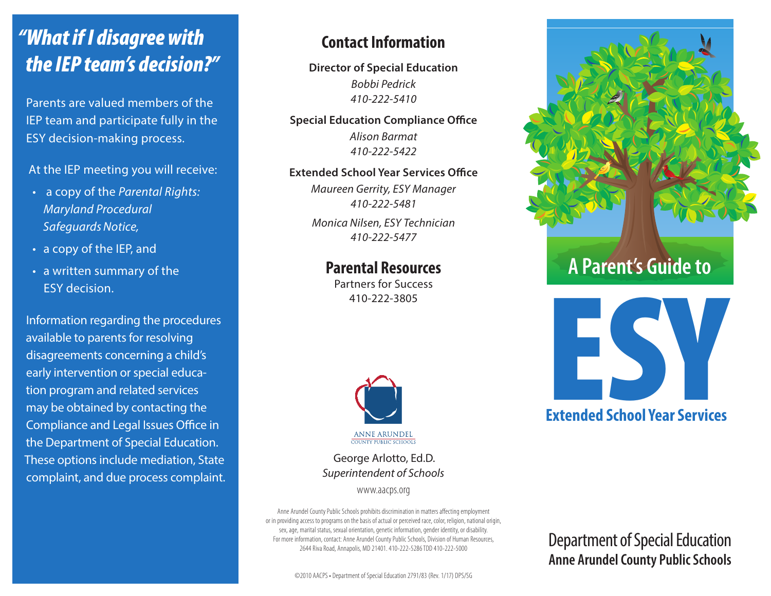## "What if I disagree with the IEP team's decision?"

Parents are valued members of the IEP team and participate fully in the ESY decision-making process.

At the IEP meeting you will receive:

- a copy of the *Parental Rights: Maryland Procedural Safeguards Notice,*
- a copy of the IEP, and
- a written summary of the ESY decision.

Information regarding the procedures available to parents for resolving disagreements concerning a child's early intervention or special education program and related services may be obtained by contacting the Compliance and Legal Issues Office in the Department of Special Education. These options include mediation, State complaint, and due process complaint.

## Contact Information

**Director of Special Education**
*Bobbi Pedrick*
*410-222-5410*

**Special Education Compliance Office**
*Alison Barmat*
*410-222-5422*

**Extended School Year Services Office**
*Maureen Gerrity, ESY Manager*
*410-222-5481*

*Monica Nilsen, ESY Technician*
*410-222-5477*

## Parental Resources

Partners for Success
410-222-3805

ANNE ARUNDEL COUNTY PUBLIC SCHOOLS

George Arlotto, Ed.D.
*Superintendent of Schools*

www.aacps.org

Anne Arundel County Public Schools prohibits discrimination in matters affecting employment or in providing access to programs on the basis of actual or perceived race, color, religion, national origin, sex, age, marital status, sexual orientation, genetic information, gender identity, or disability. For more information, contact: Anne Arundel County Public Schools, Division of Human Resources, 2644 Riva Road, Annapolis, MD 21401. 410-222-5286 TDD 410-222-5000

©2010 AACPS • Department of Special Education 2791/83 (Rev. 1/17) DPS/SG

# A Parent's Guide to ESY

## Extended School Year Services

Department of Special Education
**Anne Arundel County Public Schools**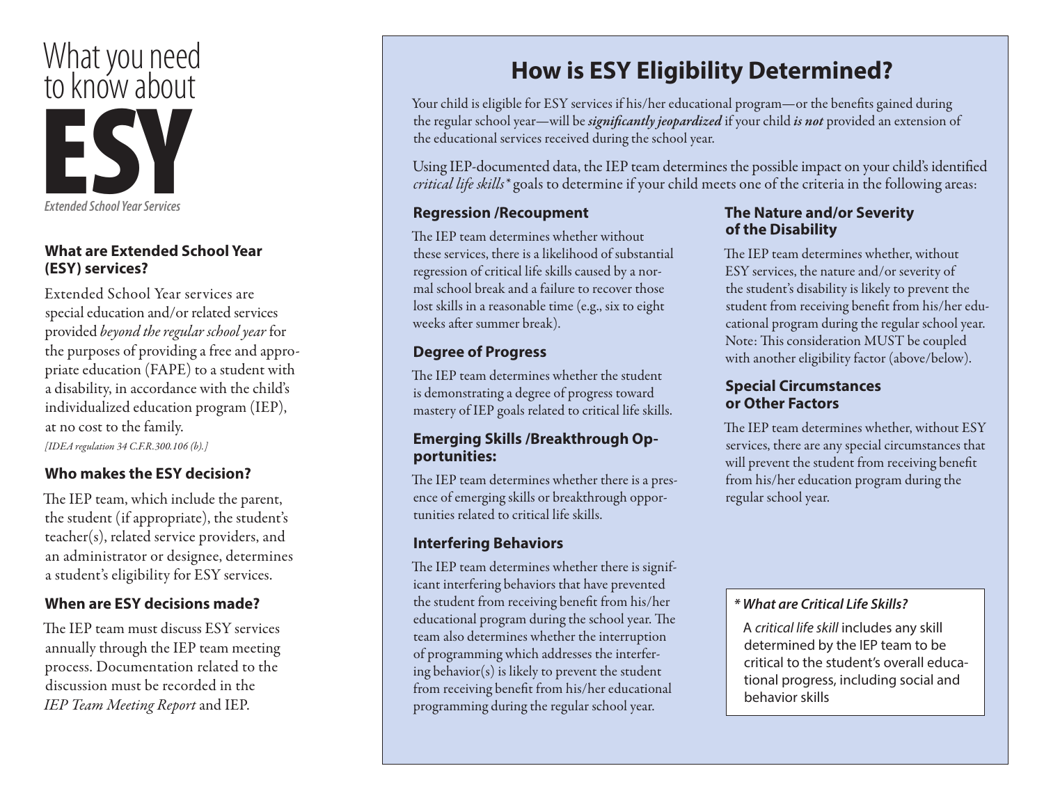# What you need to know about ESY

*Extended School Year Services*

### What are Extended School Year (ESY) services?

Extended School Year services are special education and/or related services provided *beyond the regular school year* for the purposes of providing a free and appropriate education (FAPE) to a student with a disability, in accordance with the child's individualized education program (IEP), at no cost to the family.

*[IDEA regulation 34 C.F.R.300.106 (b).]*

### Who makes the ESY decision?

The IEP team, which include the parent, the student (if appropriate), the student's teacher(s), related service providers, and an administrator or designee, determines a student's eligibility for ESY services.

### When are ESY decisions made?

The IEP team must discuss ESY services annually through the IEP team meeting process. Documentation related to the discussion must be recorded in the *IEP Team Meeting Report* and IEP.

## How is ESY Eligibility Determined?

Your child is eligible for ESY services if his/her educational program—or the benefits gained during the regular school year—will be ***significantly jeopardized*** if your child ***is not*** provided an extension of the educational services received during the school year.

Using IEP-documented data, the IEP team determines the possible impact on your child's identified *critical life skills\** goals to determine if your child meets one of the criteria in the following areas:

### Regression /Recoupment

The IEP team determines whether without these services, there is a likelihood of substantial regression of critical life skills caused by a normal school break and a failure to recover those lost skills in a reasonable time (e.g., six to eight weeks after summer break).

### Degree of Progress

The IEP team determines whether the student is demonstrating a degree of progress toward mastery of IEP goals related to critical life skills.

### Emerging Skills /Breakthrough Opportunities:

The IEP team determines whether there is a presence of emerging skills or breakthrough opportunities related to critical life skills.

### Interfering Behaviors

The IEP team determines whether there is significant interfering behaviors that have prevented the student from receiving benefit from his/her educational program during the school year. The team also determines whether the interruption of programming which addresses the interfering behavior(s) is likely to prevent the student from receiving benefit from his/her educational programming during the regular school year.

### The Nature and/or Severity of the Disability

The IEP team determines whether, without ESY services, the nature and/or severity of the student's disability is likely to prevent the student from receiving benefit from his/her educational program during the regular school year. Note: This consideration MUST be coupled with another eligibility factor (above/below).

### Special Circumstances or Other Factors

The IEP team determines whether, without ESY services, there are any special circumstances that will prevent the student from receiving benefit from his/her education program during the regular school year.

***\* What are Critical Life Skills?***

A *critical life skill* includes any skill determined by the IEP team to be critical to the student's overall educational progress, including social and behavior skills